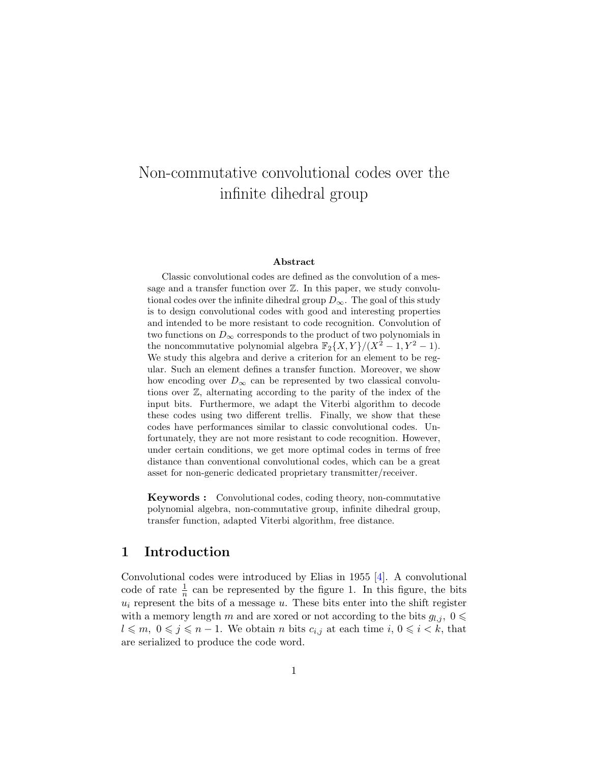# Non-commutative convolutional codes over the infinite dihedral group

**Abstract**

Classic convolutional codes are defined as the convolution of a message and a transfer function over $\mathbb{Z}$. In this paper, we study convolutional codes over the infinite dihedral group $D_\infty$. The goal of this study is to design convolutional codes with good and interesting properties and intended to be more resistant to code recognition. Convolution of two functions on $D_\infty$ corresponds to the product of two polynomials in the noncommutative polynomial algebra $\mathbb{F}_2\{X, Y\}/(X^2 - 1, Y^2 - 1)$. We study this algebra and derive a criterion for an element to be regular. Such an element defines a transfer function. Moreover, we show how encoding over $D_\infty$ can be represented by two classical convolutions over $\mathbb{Z}$, alternating according to the parity of the index of the input bits. Furthermore, we adapt the Viterbi algorithm to decode these codes using two different trellis. Finally, we show that these codes have performances similar to classic convolutional codes. Unfortunately, they are not more resistant to code recognition. However, under certain conditions, we get more optimal codes in terms of free distance than conventional convolutional codes, which can be a great asset for non-generic dedicated proprietary transmitter/receiver.

**Keywords :** Convolutional codes, coding theory, non-commutative polynomial algebra, non-commutative group, infinite dihedral group, transfer function, adapted Viterbi algorithm, free distance.

## 1 Introduction

Convolutional codes were introduced by Elias in 1955 [4]. A convolutional code of rate $\frac{1}{n}$ can be represented by the figure 1. In this figure, the bits $u_i$ represent the bits of a message $u$. These bits enter into the shift register with a memory length $m$ and are xored or not according to the bits $g_{l,j}$, $0 \leqslant l \leqslant m$, $0 \leqslant j \leqslant n-1$. We obtain $n$ bits $c_{i,j}$ at each time $i$, $0 \leqslant i < k$, that are serialized to produce the code word.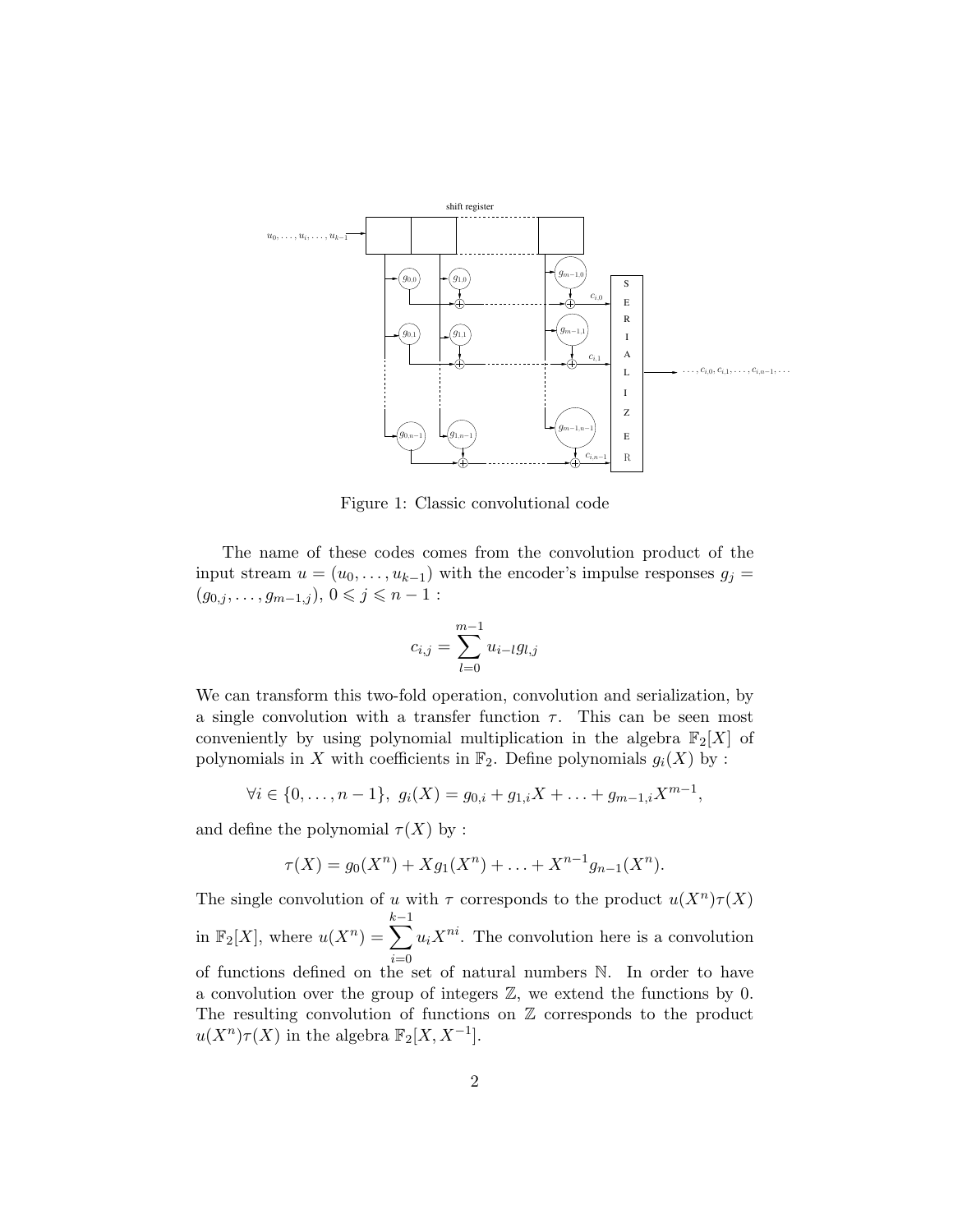Figure 1: Classic convolutional code

The name of these codes comes from the convolution product of the input stream $u = (u_0, \ldots, u_{k-1})$ with the encoder's impulse responses $g_j = (g_{0,j}, \ldots, g_{m-1,j})$, $0 \leqslant j \leqslant n-1$ :

$$c_{i,j} = \sum_{l=0}^{m-1} u_{i-l} g_{l,j}$$

We can transform this two-fold operation, convolution and serialization, by a single convolution with a transfer function $\tau$. This can be seen most conveniently by using polynomial multiplication in the algebra $\mathbb{F}_2[X]$ of polynomials in $X$ with coefficients in $\mathbb{F}_2$. Define polynomials $g_i(X)$ by :

$$\forall i \in \{0, \ldots, n-1\},\ g_i(X) = g_{0,i} + g_{1,i}X + \ldots + g_{m-1,i}X^{m-1},$$

and define the polynomial $\tau(X)$ by :

$$\tau(X) = g_0(X^n) + Xg_1(X^n) + \ldots + X^{n-1}g_{n-1}(X^n).$$

The single convolution of $u$ with $\tau$ corresponds to the product $u(X^n)\tau(X)$ in $\mathbb{F}_2[X]$, where $u(X^n) = \displaystyle\sum_{i=0}^{k-1} u_i X^{ni}$. The convolution here is a convolution of functions defined on the set of natural numbers $\mathbb{N}$. In order to have a convolution over the group of integers $\mathbb{Z}$, we extend the functions by 0. The resulting convolution of functions on $\mathbb{Z}$ corresponds to the product $u(X^n)\tau(X)$ in the algebra $\mathbb{F}_2[X, X^{-1}]$.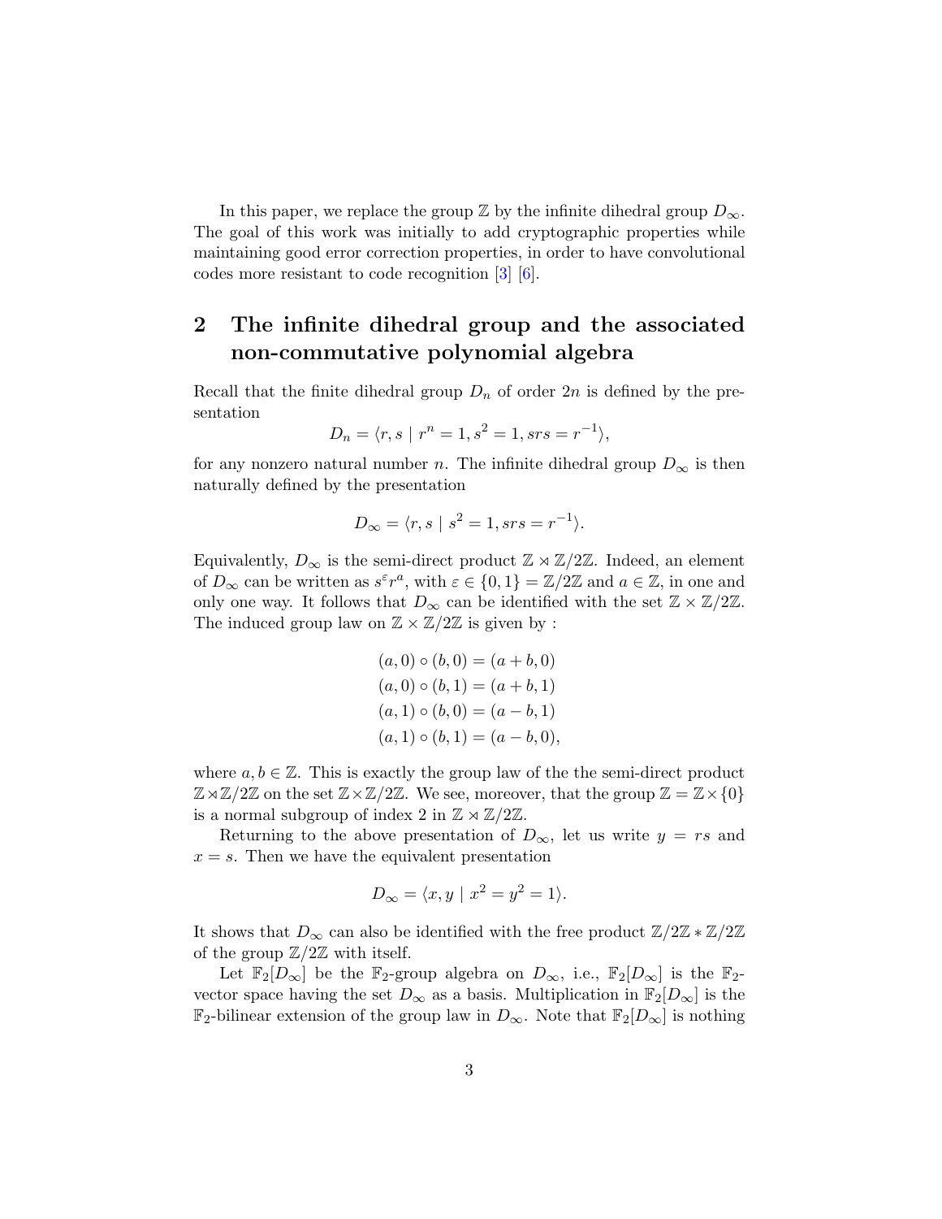In this paper, we replace the group $\mathbb{Z}$ by the infinite dihedral group $D_\infty$. The goal of this work was initially to add cryptographic properties while maintaining good error correction properties, in order to have convolutional codes more resistant to code recognition [3] [6].

## 2 The infinite dihedral group and the associated non-commutative polynomial algebra

Recall that the finite dihedral group $D_n$ of order $2n$ is defined by the presentation

$$D_n = \langle r, s \mid r^n = 1, s^2 = 1, srs = r^{-1} \rangle,$$

for any nonzero natural number $n$. The infinite dihedral group $D_\infty$ is then naturally defined by the presentation

$$D_\infty = \langle r, s \mid s^2 = 1, srs = r^{-1} \rangle.$$

Equivalently, $D_\infty$ is the semi-direct product $\mathbb{Z} \rtimes \mathbb{Z}/2\mathbb{Z}$. Indeed, an element of $D_\infty$ can be written as $s^\varepsilon r^a$, with $\varepsilon \in \{0, 1\} = \mathbb{Z}/2\mathbb{Z}$ and $a \in \mathbb{Z}$, in one and only one way. It follows that $D_\infty$ can be identified with the set $\mathbb{Z} \times \mathbb{Z}/2\mathbb{Z}$. The induced group law on $\mathbb{Z} \times \mathbb{Z}/2\mathbb{Z}$ is given by :

$$\begin{aligned}
(a, 0) \circ (b, 0) &= (a + b, 0) \\
(a, 0) \circ (b, 1) &= (a + b, 1) \\
(a, 1) \circ (b, 0) &= (a - b, 1) \\
(a, 1) \circ (b, 1) &= (a - b, 0),
\end{aligned}$$

where $a, b \in \mathbb{Z}$. This is exactly the group law of the the semi-direct product $\mathbb{Z} \rtimes \mathbb{Z}/2\mathbb{Z}$ on the set $\mathbb{Z} \times \mathbb{Z}/2\mathbb{Z}$. We see, moreover, that the group $\mathbb{Z} = \mathbb{Z} \times \{0\}$ is a normal subgroup of index 2 in $\mathbb{Z} \rtimes \mathbb{Z}/2\mathbb{Z}$.

Returning to the above presentation of $D_\infty$, let us write $y = rs$ and $x = s$. Then we have the equivalent presentation

$$D_\infty = \langle x, y \mid x^2 = y^2 = 1 \rangle.$$

It shows that $D_\infty$ can also be identified with the free product $\mathbb{Z}/2\mathbb{Z} * \mathbb{Z}/2\mathbb{Z}$ of the group $\mathbb{Z}/2\mathbb{Z}$ with itself.

Let $\mathbb{F}_2[D_\infty]$ be the $\mathbb{F}_2$-group algebra on $D_\infty$, i.e., $\mathbb{F}_2[D_\infty]$ is the $\mathbb{F}_2$-vector space having the set $D_\infty$ as a basis. Multiplication in $\mathbb{F}_2[D_\infty]$ is the $\mathbb{F}_2$-bilinear extension of the group law in $D_\infty$. Note that $\mathbb{F}_2[D_\infty]$ is nothing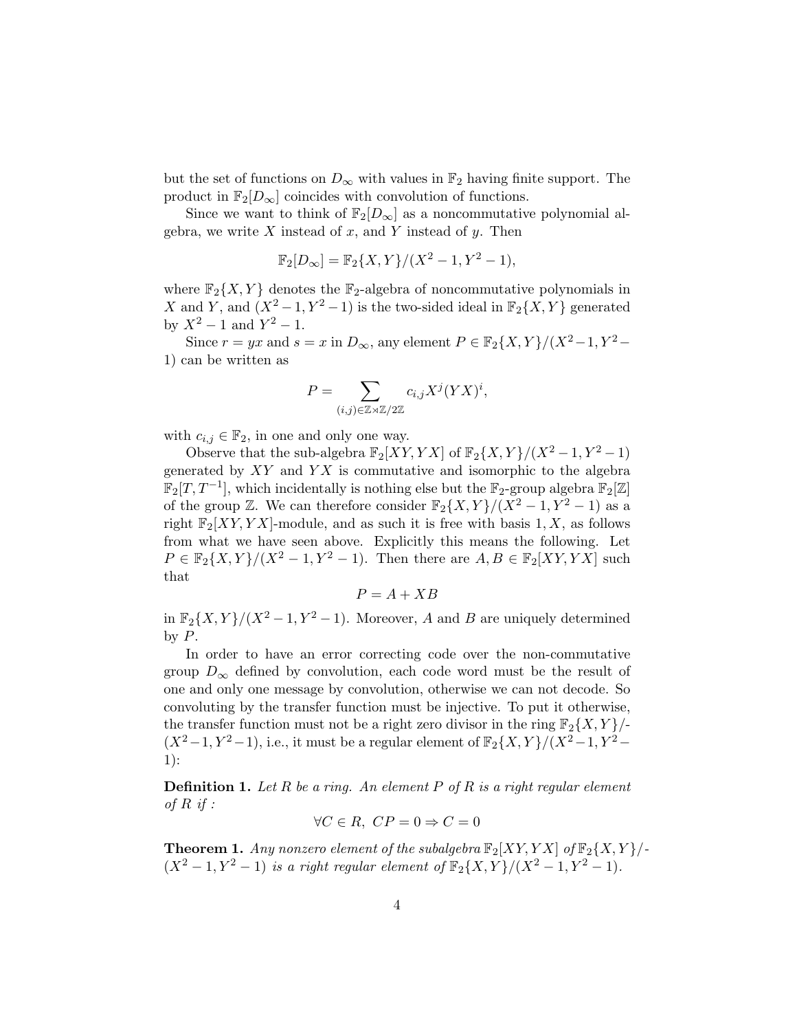but the set of functions on $D_\infty$ with values in $\mathbb{F}_2$ having finite support. The product in $\mathbb{F}_2[D_\infty]$ coincides with convolution of functions.

Since we want to think of $\mathbb{F}_2[D_\infty]$ as a noncommutative polynomial algebra, we write $X$ instead of $x$, and $Y$ instead of $y$. Then

$$\mathbb{F}_2[D_\infty] = \mathbb{F}_2\{X, Y\}/(X^2 - 1, Y^2 - 1),$$

where $\mathbb{F}_2\{X, Y\}$ denotes the $\mathbb{F}_2$-algebra of noncommutative polynomials in $X$ and $Y$, and $(X^2 - 1, Y^2 - 1)$ is the two-sided ideal in $\mathbb{F}_2\{X, Y\}$ generated by $X^2 - 1$ and $Y^2 - 1$.

Since $r = yx$ and $s = x$ in $D_\infty$, any element $P \in \mathbb{F}_2\{X, Y\}/(X^2 - 1, Y^2 - 1)$ can be written as

$$P = \sum_{(i,j) \in \mathbb{Z} \rtimes \mathbb{Z}/2\mathbb{Z}} c_{i,j} X^j (YX)^i,$$

with $c_{i,j} \in \mathbb{F}_2$, in one and only one way.

Observe that the sub-algebra $\mathbb{F}_2[XY, YX]$ of $\mathbb{F}_2\{X, Y\}/(X^2 - 1, Y^2 - 1)$ generated by $XY$ and $YX$ is commutative and isomorphic to the algebra $\mathbb{F}_2[T, T^{-1}]$, which incidentally is nothing else but the $\mathbb{F}_2$-group algebra $\mathbb{F}_2[\mathbb{Z}]$ of the group $\mathbb{Z}$. We can therefore consider $\mathbb{F}_2\{X, Y\}/(X^2 - 1, Y^2 - 1)$ as a right $\mathbb{F}_2[XY, YX]$-module, and as such it is free with basis $1, X$, as follows from what we have seen above. Explicitly this means the following. Let $P \in \mathbb{F}_2\{X, Y\}/(X^2 - 1, Y^2 - 1)$. Then there are $A, B \in \mathbb{F}_2[XY, YX]$ such that

$$P = A + XB$$

in $\mathbb{F}_2\{X, Y\}/(X^2 - 1, Y^2 - 1)$. Moreover, $A$ and $B$ are uniquely determined by $P$.

In order to have an error correcting code over the non-commutative group $D_\infty$ defined by convolution, each code word must be the result of one and only one message by convolution, otherwise we can not decode. So convoluting by the transfer function must be injective. To put it otherwise, the transfer function must not be a right zero divisor in the ring $\mathbb{F}_2\{X, Y\}/(X^2 - 1, Y^2 - 1)$, i.e., it must be a regular element of $\mathbb{F}_2\{X, Y\}/(X^2 - 1, Y^2 - 1)$:

**Definition 1.** *Let $R$ be a ring. An element $P$ of $R$ is a right regular element of $R$ if :*

$$\forall C \in R,\ CP = 0 \Rightarrow C = 0$$

**Theorem 1.** *Any nonzero element of the subalgebra $\mathbb{F}_2[XY, YX]$ of $\mathbb{F}_2\{X, Y\}/(X^2 - 1, Y^2 - 1)$ is a right regular element of $\mathbb{F}_2\{X, Y\}/(X^2 - 1, Y^2 - 1)$.*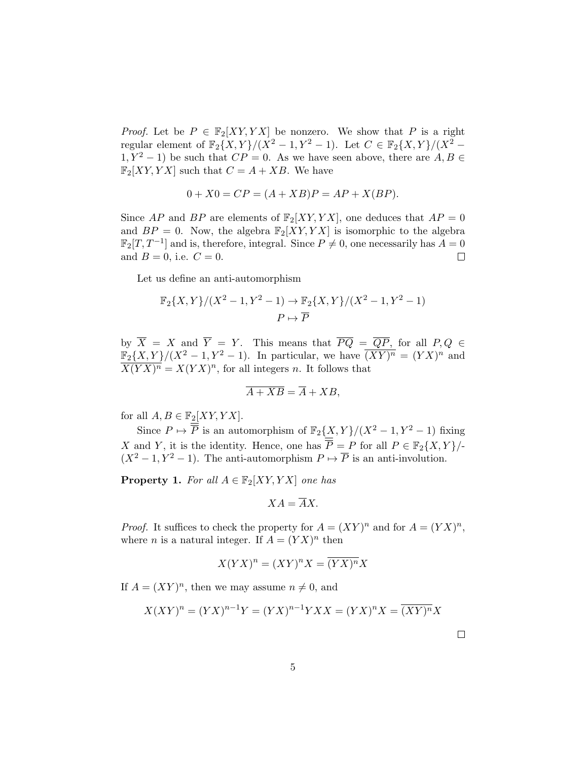*Proof.* Let be $P \in \mathbb{F}_2[XY, YX]$ be nonzero. We show that $P$ is a right regular element of $\mathbb{F}_2\{X,Y\}/(X^2-1, Y^2-1)$. Let $C \in \mathbb{F}_2\{X,Y\}/(X^2-1, Y^2-1)$ be such that $CP = 0$. As we have seen above, there are $A, B \in \mathbb{F}_2[XY, YX]$ such that $C = A + XB$. We have

$$0 + X0 = CP = (A + XB)P = AP + X(BP).$$

Since $AP$ and $BP$ are elements of $\mathbb{F}_2[XY, YX]$, one deduces that $AP = 0$ and $BP = 0$. Now, the algebra $\mathbb{F}_2[XY, YX]$ is isomorphic to the algebra $\mathbb{F}_2[T, T^{-1}]$ and is, therefore, integral. Since $P \neq 0$, one necessarily has $A = 0$ and $B = 0$, i.e. $C = 0$. $\square$

Let us define an anti-automorphism

$$\begin{gathered}\mathbb{F}_2\{X,Y\}/(X^2-1, Y^2-1) \to \mathbb{F}_2\{X,Y\}/(X^2-1, Y^2-1) \\ P \mapsto \overline{P}\end{gathered}$$

by $\overline{X} = X$ and $\overline{Y} = Y$. This means that $\overline{PQ} = \overline{Q}\overline{P}$, for all $P, Q \in \mathbb{F}_2\{X,Y\}/(X^2-1, Y^2-1)$. In particular, we have $\overline{(XY)^n} = (YX)^n$ and $\overline{X(YX)^n} = X(YX)^n$, for all integers $n$. It follows that

$$\overline{A + XB} = \overline{A} + XB,$$

for all $A, B \in \mathbb{F}_2[XY, YX]$.

Since $P \mapsto \overline{\overline{P}}$ is an automorphism of $\mathbb{F}_2\{X,Y\}/(X^2-1, Y^2-1)$ fixing $X$ and $Y$, it is the identity. Hence, one has $\overline{\overline{P}} = P$ for all $P \in \mathbb{F}_2\{X,Y\}/$-$(X^2-1, Y^2-1)$. The anti-automorphism $P \mapsto \overline{P}$ is an anti-involution.

**Property 1.** *For all $A \in \mathbb{F}_2[XY, YX]$ one has*

$$XA = \overline{A}X.$$

*Proof.* It suffices to check the property for $A = (XY)^n$ and for $A = (YX)^n$, where $n$ is a natural integer. If $A = (YX)^n$ then

$$X(YX)^n = (XY)^n X = \overline{(YX)^n} X$$

If $A = (XY)^n$, then we may assume $n \neq 0$, and

$$X(XY)^n = (YX)^{n-1}Y = (YX)^{n-1}YXX = (YX)^n X = \overline{(XY)^n} X$$

$\square$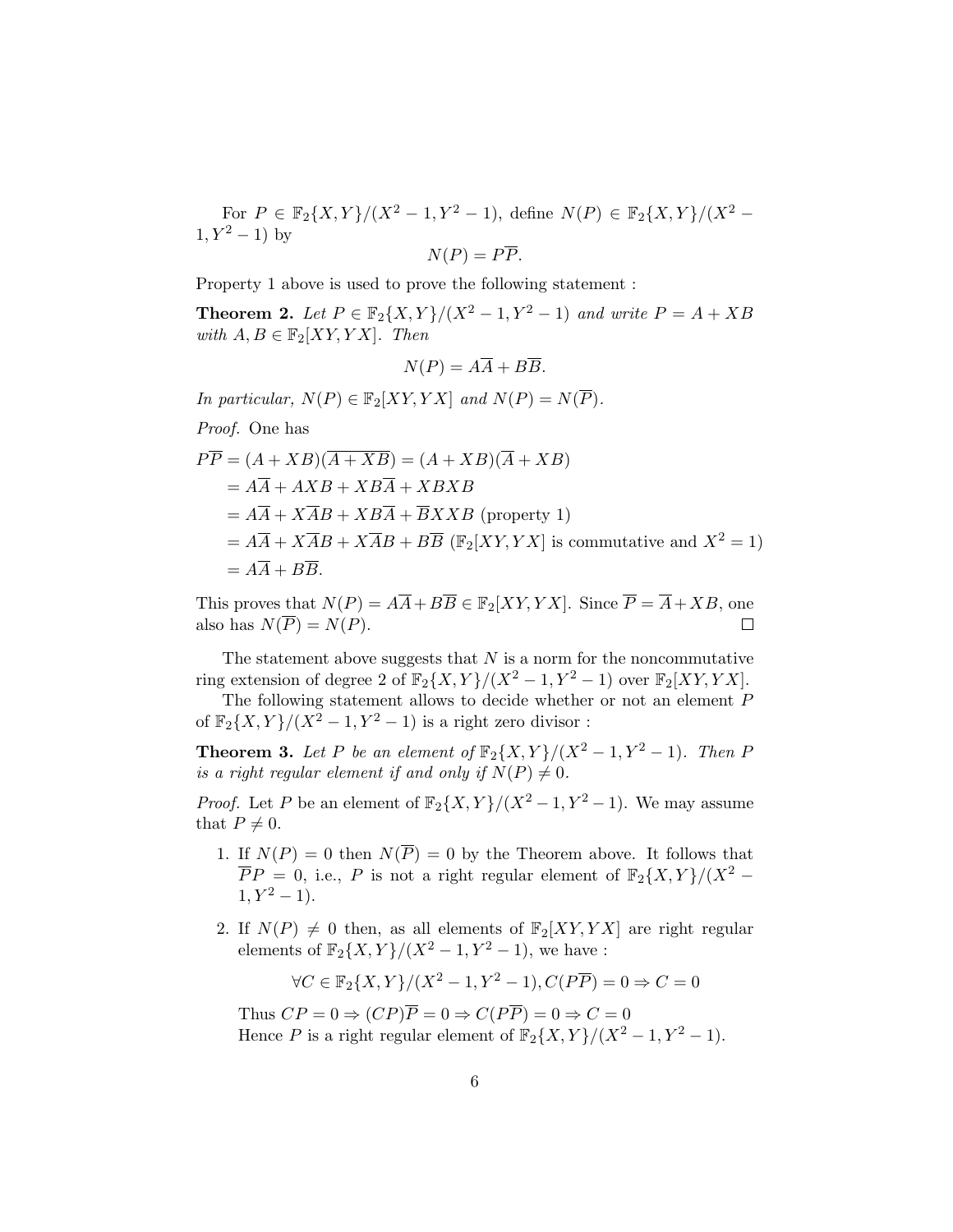For $P \in \mathbb{F}_2\{X,Y\}/(X^2-1,Y^2-1)$, define $N(P) \in \mathbb{F}_2\{X,Y\}/(X^2-1,Y^2-1)$ by

$$N(P) = P\overline{P}.$$

Property 1 above is used to prove the following statement :

**Theorem 2.** *Let $P \in \mathbb{F}_2\{X,Y\}/(X^2-1,Y^2-1)$ and write $P = A + XB$ with $A, B \in \mathbb{F}_2[XY, YX]$. Then*

$$N(P) = A\overline{A} + B\overline{B}.$$

*In particular, $N(P) \in \mathbb{F}_2[XY, YX]$ and $N(P) = N(\overline{P})$.*

*Proof.* One has

$$\begin{aligned}
P\overline{P} &= (A + XB)(\overline{A + XB}) = (A + XB)(\overline{A} + XB) \\
&= A\overline{A} + AXB + XB\overline{A} + XBXB \\
&= A\overline{A} + X\overline{A}B + XB\overline{A} + \overline{B}XXB \text{ (property 1)} \\
&= A\overline{A} + X\overline{A}B + X\overline{A}B + B\overline{B} \text{ ($\mathbb{F}_2[XY, YX]$ is commutative and $X^2 = 1$)} \\
&= A\overline{A} + B\overline{B}.
\end{aligned}$$

This proves that $N(P) = A\overline{A} + B\overline{B} \in \mathbb{F}_2[XY, YX]$. Since $\overline{P} = \overline{A} + XB$, one also has $N(\overline{P}) = N(P)$. □

The statement above suggests that $N$ is a norm for the noncommutative ring extension of degree 2 of $\mathbb{F}_2\{X,Y\}/(X^2-1,Y^2-1)$ over $\mathbb{F}_2[XY, YX]$.

The following statement allows to decide whether or not an element $P$ of $\mathbb{F}_2\{X,Y\}/(X^2-1,Y^2-1)$ is a right zero divisor :

**Theorem 3.** *Let $P$ be an element of $\mathbb{F}_2\{X,Y\}/(X^2-1,Y^2-1)$. Then $P$ is a right regular element if and only if $N(P) \neq 0$.*

*Proof.* Let $P$ be an element of $\mathbb{F}_2\{X,Y\}/(X^2-1,Y^2-1)$. We may assume that $P \neq 0$.

1. If $N(P) = 0$ then $N(\overline{P}) = 0$ by the Theorem above. It follows that $\overline{P}P = 0$, i.e., $P$ is not a right regular element of $\mathbb{F}_2\{X,Y\}/(X^2-1,Y^2-1)$.

2. If $N(P) \neq 0$ then, as all elements of $\mathbb{F}_2[XY, YX]$ are right regular elements of $\mathbb{F}_2\{X,Y\}/(X^2-1,Y^2-1)$, we have :

   $$\forall C \in \mathbb{F}_2\{X,Y\}/(X^2-1,Y^2-1), C(P\overline{P}) = 0 \Rightarrow C = 0$$

   Thus $CP = 0 \Rightarrow (CP)\overline{P} = 0 \Rightarrow C(P\overline{P}) = 0 \Rightarrow C = 0$
   Hence $P$ is a right regular element of $\mathbb{F}_2\{X,Y\}/(X^2-1,Y^2-1)$.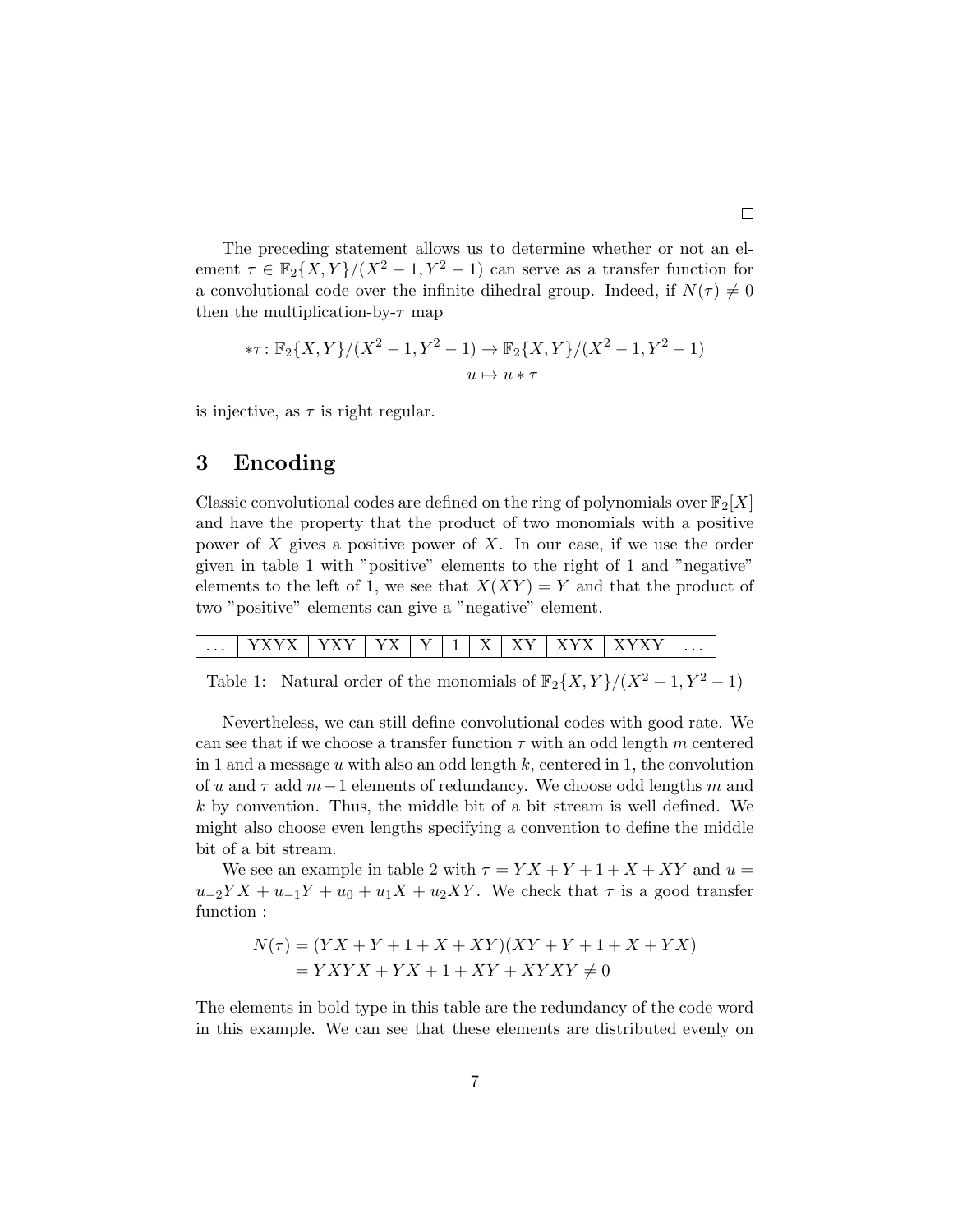□

The preceding statement allows us to determine whether or not an element $\tau \in \mathbb{F}_2\{X,Y\}/(X^2-1,Y^2-1)$ can serve as a transfer function for a convolutional code over the infinite dihedral group. Indeed, if $N(\tau) \neq 0$ then the multiplication-by-$\tau$ map

$$
\begin{aligned}
*\tau \colon \mathbb{F}_2\{X,Y\}/(X^2-1,Y^2-1) &\to \mathbb{F}_2\{X,Y\}/(X^2-1,Y^2-1) \\
u &\mapsto u * \tau
\end{aligned}
$$

is injective, as $\tau$ is right regular.

## 3 Encoding

Classic convolutional codes are defined on the ring of polynomials over $\mathbb{F}_2[X]$ and have the property that the product of two monomials with a positive power of $X$ gives a positive power of $X$. In our case, if we use the order given in table 1 with "positive" elements to the right of 1 and "negative" elements to the left of 1, we see that $X(XY) = Y$ and that the product of two "positive" elements can give a "negative" element.

| ... | YXYX | YXY | YX | Y | 1 | X | XY | XYX | XYXY | ... |
|---|---|---|---|---|---|---|---|---|---|---|

Table 1: Natural order of the monomials of $\mathbb{F}_2\{X,Y\}/(X^2-1,Y^2-1)$

Nevertheless, we can still define convolutional codes with good rate. We can see that if we choose a transfer function $\tau$ with an odd length $m$ centered in 1 and a message $u$ with also an odd length $k$, centered in 1, the convolution of $u$ and $\tau$ add $m-1$ elements of redundancy. We choose odd lengths $m$ and $k$ by convention. Thus, the middle bit of a bit stream is well defined. We might also choose even lengths specifying a convention to define the middle bit of a bit stream.

We see an example in table 2 with $\tau = YX + Y + 1 + X + XY$ and $u = u_{-2}YX + u_{-1}Y + u_0 + u_1X + u_2XY$. We check that $\tau$ is a good transfer function :

$$
\begin{aligned}
N(\tau) &= (YX + Y + 1 + X + XY)(XY + Y + 1 + X + YX) \\
&= YXYX + YX + 1 + XY + XYXY \neq 0
\end{aligned}
$$

The elements in bold type in this table are the redundancy of the code word in this example. We can see that these elements are distributed evenly on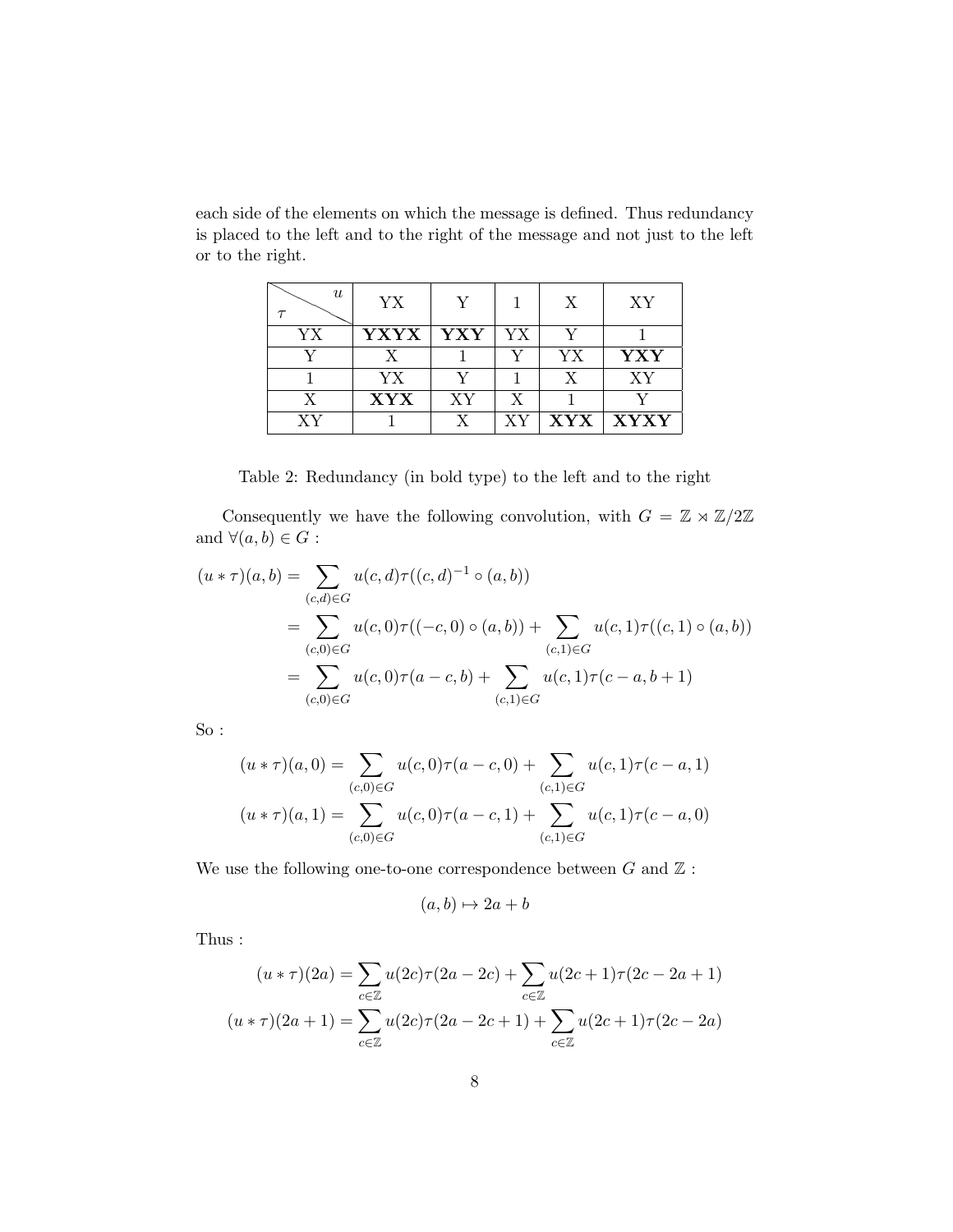each side of the elements on which the message is defined. Thus redundancy is placed to the left and to the right of the message and not just to the left or to the right.

| $\tau$ \ $u$ | YX | Y | 1 | X | XY |
|---|---|---|---|---|---|
| YX | **YXYX** | **YXY** | YX | Y | 1 |
| Y | X | 1 | Y | YX | **YXY** |
| 1 | YX | Y | 1 | X | XY |
| X | **XYX** | XY | X | 1 | Y |
| XY | 1 | X | XY | **XYX** | **XYXY** |

Table 2: Redundancy (in bold type) to the left and to the right

Consequently we have the following convolution, with $G = \mathbb{Z} \rtimes \mathbb{Z}/2\mathbb{Z}$ and $\forall (a,b) \in G$ :

$$
\begin{aligned}
(u * \tau)(a,b) &= \sum_{(c,d)\in G} u(c,d)\tau((c,d)^{-1} \circ (a,b)) \\
&= \sum_{(c,0)\in G} u(c,0)\tau((-c,0) \circ (a,b)) + \sum_{(c,1)\in G} u(c,1)\tau((c,1) \circ (a,b)) \\
&= \sum_{(c,0)\in G} u(c,0)\tau(a-c,b) + \sum_{(c,1)\in G} u(c,1)\tau(c-a,b+1)
\end{aligned}
$$

So :

$$
\begin{aligned}
(u * \tau)(a,0) &= \sum_{(c,0)\in G} u(c,0)\tau(a-c,0) + \sum_{(c,1)\in G} u(c,1)\tau(c-a,1) \\
(u * \tau)(a,1) &= \sum_{(c,0)\in G} u(c,0)\tau(a-c,1) + \sum_{(c,1)\in G} u(c,1)\tau(c-a,0)
\end{aligned}
$$

We use the following one-to-one correspondence between $G$ and $\mathbb{Z}$ :

$$
(a,b) \mapsto 2a + b
$$

Thus :

$$
\begin{aligned}
(u * \tau)(2a) &= \sum_{c\in\mathbb{Z}} u(2c)\tau(2a-2c) + \sum_{c\in\mathbb{Z}} u(2c+1)\tau(2c-2a+1) \\
(u * \tau)(2a+1) &= \sum_{c\in\mathbb{Z}} u(2c)\tau(2a-2c+1) + \sum_{c\in\mathbb{Z}} u(2c+1)\tau(2c-2a)
\end{aligned}
$$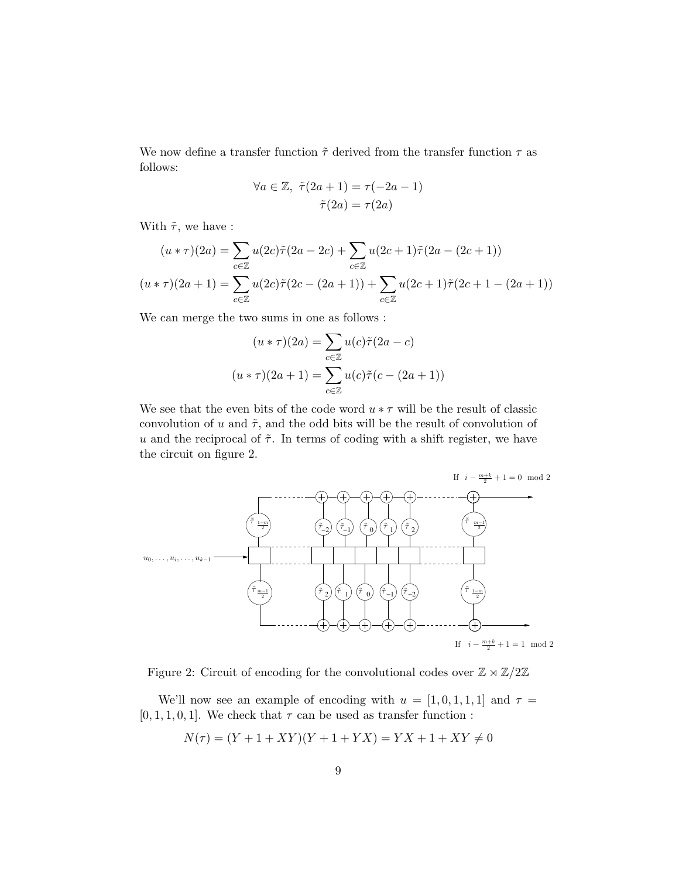We now define a transfer function $\tilde{\tau}$ derived from the transfer function $\tau$ as follows:

$$\forall a \in \mathbb{Z},\ \tilde{\tau}(2a+1) = \tau(-2a-1)$$
$$\tilde{\tau}(2a) = \tau(2a)$$

With $\tilde{\tau}$, we have :

$$(u * \tau)(2a) = \sum_{c \in \mathbb{Z}} u(2c)\tilde{\tau}(2a - 2c) + \sum_{c \in \mathbb{Z}} u(2c+1)\tilde{\tau}(2a - (2c+1))$$
$$(u * \tau)(2a+1) = \sum_{c \in \mathbb{Z}} u(2c)\tilde{\tau}(2c - (2a+1)) + \sum_{c \in \mathbb{Z}} u(2c+1)\tilde{\tau}(2c + 1 - (2a+1))$$

We can merge the two sums in one as follows :

$$(u * \tau)(2a) = \sum_{c \in \mathbb{Z}} u(c)\tilde{\tau}(2a - c)$$
$$(u * \tau)(2a+1) = \sum_{c \in \mathbb{Z}} u(c)\tilde{\tau}(c - (2a+1))$$

We see that the even bits of the code word $u * \tau$ will be the result of classic convolution of $u$ and $\tilde{\tau}$, and the odd bits will be the result of convolution of $u$ and the reciprocal of $\tilde{\tau}$. In terms of coding with a shift register, we have the circuit on figure 2.

Figure 2: Circuit of encoding for the convolutional codes over $\mathbb{Z} \rtimes \mathbb{Z}/2\mathbb{Z}$

We'll now see an example of encoding with $u = [1, 0, 1, 1, 1]$ and $\tau = [0, 1, 1, 0, 1]$. We check that $\tau$ can be used as transfer function :

$$N(\tau) = (Y + 1 + XY)(Y + 1 + YX) = YX + 1 + XY \neq 0$$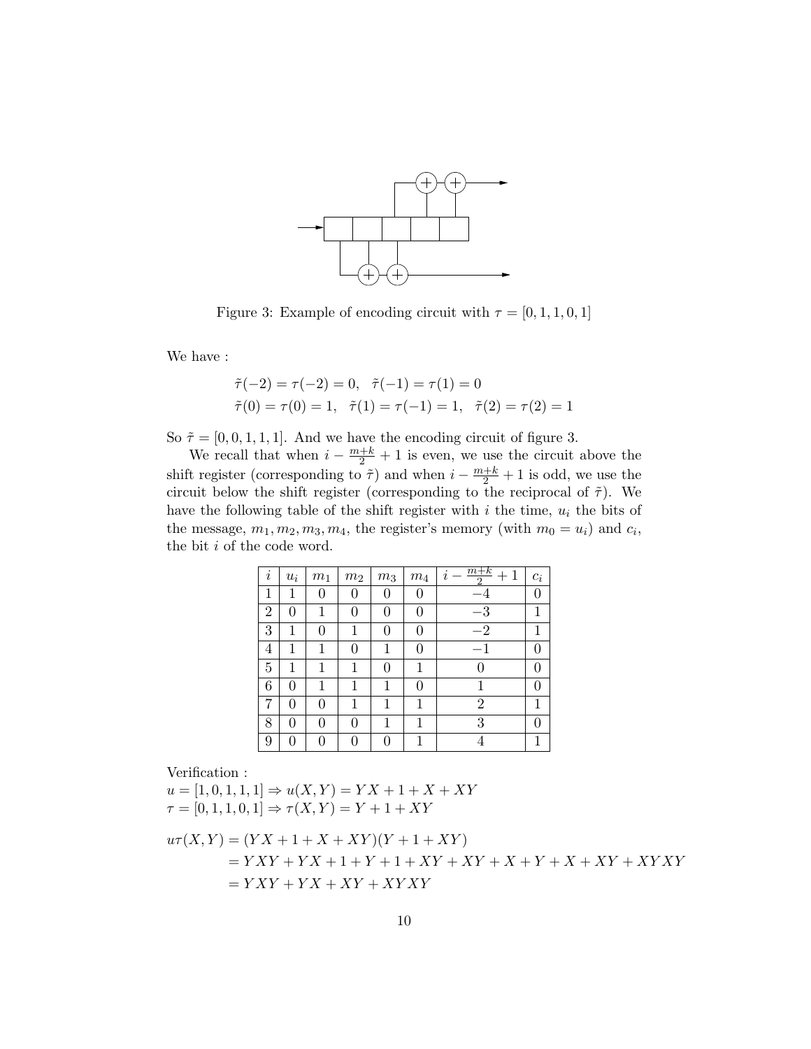Figure 3: Example of encoding circuit with $\tau = [0, 1, 1, 0, 1]$

We have :

$$\tilde{\tau}(-2) = \tau(-2) = 0, \quad \tilde{\tau}(-1) = \tau(1) = 0$$
$$\tilde{\tau}(0) = \tau(0) = 1, \quad \tilde{\tau}(1) = \tau(-1) = 1, \quad \tilde{\tau}(2) = \tau(2) = 1$$

So $\tilde{\tau} = [0, 0, 1, 1, 1]$. And we have the encoding circuit of figure 3.

We recall that when $i - \frac{m+k}{2} + 1$ is even, we use the circuit above the shift register (corresponding to $\tilde{\tau}$) and when $i - \frac{m+k}{2} + 1$ is odd, we use the circuit below the shift register (corresponding to the reciprocal of $\tilde{\tau}$). We have the following table of the shift register with $i$ the time, $u_i$ the bits of the message, $m_1, m_2, m_3, m_4$, the register's memory (with $m_0 = u_i$) and $c_i$, the bit $i$ of the code word.

| $i$ | $u_i$ | $m_1$ | $m_2$ | $m_3$ | $m_4$ | $i - \frac{m+k}{2} + 1$ | $c_i$ |
|---|---|---|---|---|---|---|---|
| 1 | 1 | 0 | 0 | 0 | 0 | $-4$ | 0 |
| 2 | 0 | 1 | 0 | 0 | 0 | $-3$ | 1 |
| 3 | 1 | 0 | 1 | 0 | 0 | $-2$ | 1 |
| 4 | 1 | 1 | 0 | 1 | 0 | $-1$ | 0 |
| 5 | 1 | 1 | 1 | 0 | 1 | 0 | 0 |
| 6 | 0 | 1 | 1 | 1 | 0 | 1 | 0 |
| 7 | 0 | 0 | 1 | 1 | 1 | 2 | 1 |
| 8 | 0 | 0 | 0 | 1 | 1 | 3 | 0 |
| 9 | 0 | 0 | 0 | 0 | 1 | 4 | 1 |

Verification :
$u = [1, 0, 1, 1, 1] \Rightarrow u(X, Y) = YX + 1 + X + XY$
$\tau = [0, 1, 1, 0, 1] \Rightarrow \tau(X, Y) = Y + 1 + XY$

$$\begin{aligned}
u\tau(X, Y) &= (YX + 1 + X + XY)(Y + 1 + XY) \\
&= YXY + YX + 1 + Y + 1 + XY + XY + X + Y + X + XY + XYXY \\
&= YXY + YX + XY + XYXY
\end{aligned}$$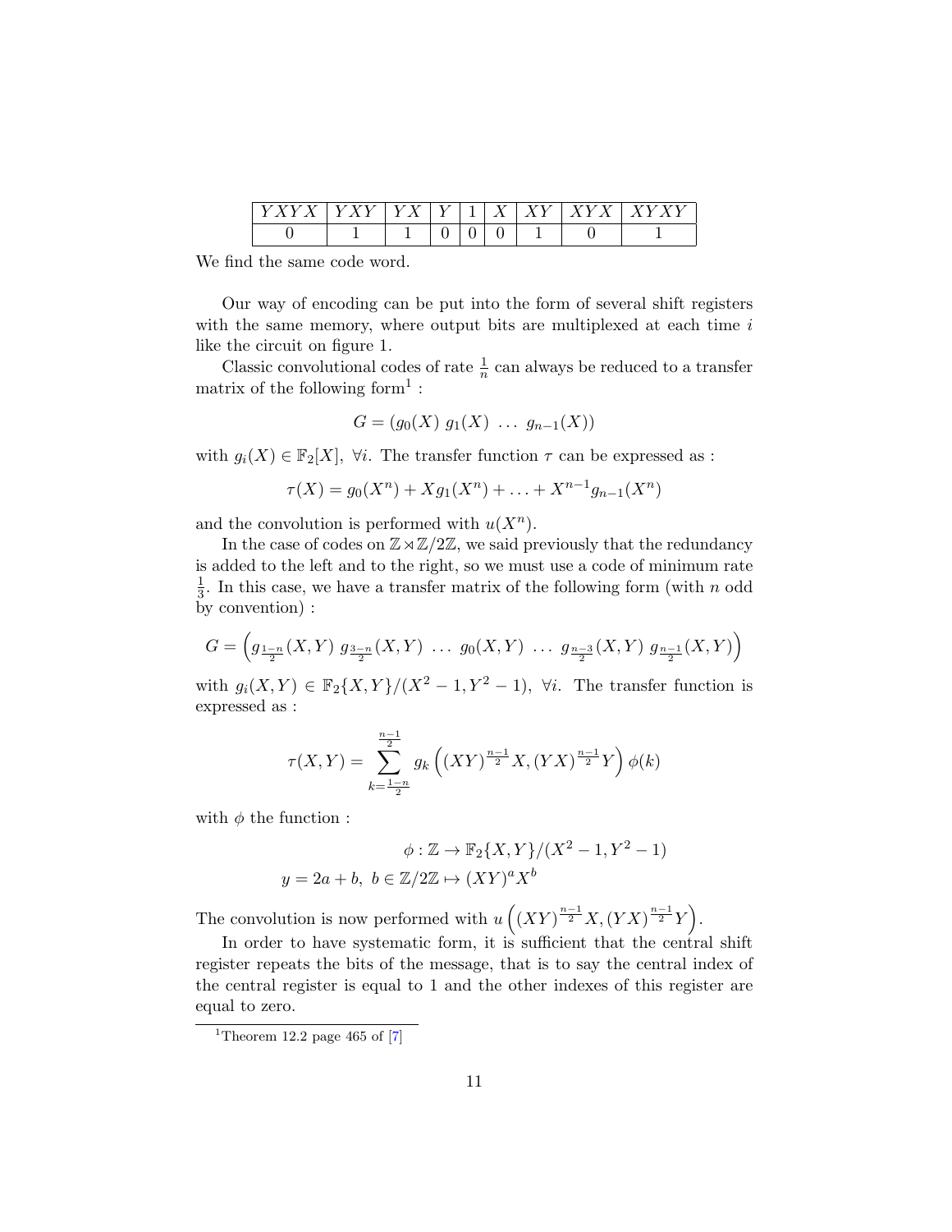| $YXYX$ | $YXY$ | $YX$ | $Y$ | $1$ | $X$ | $XY$ | $XYX$ | $XYXY$ |
|---|---|---|---|---|---|---|---|---|
| 0 | 1 | 1 | 0 | 0 | 0 | 1 | 0 | 1 |

We find the same code word.

Our way of encoding can be put into the form of several shift registers with the same memory, where output bits are multiplexed at each time $i$ like the circuit on figure 1.

Classic convolutional codes of rate $\frac{1}{n}$ can always be reduced to a transfer matrix of the following form[1] :

$$G = (g_0(X)\ g_1(X)\ \ldots\ g_{n-1}(X))$$

with $g_i(X) \in \mathbb{F}_2[X],\ \forall i$. The transfer function $\tau$ can be expressed as :

$$\tau(X) = g_0(X^n) + Xg_1(X^n) + \ldots + X^{n-1}g_{n-1}(X^n)$$

and the convolution is performed with $u(X^n)$.

In the case of codes on $\mathbb{Z} \rtimes \mathbb{Z}/2\mathbb{Z}$, we said previously that the redundancy is added to the left and to the right, so we must use a code of minimum rate $\frac{1}{3}$. In this case, we have a transfer matrix of the following form (with $n$ odd by convention) :

$$G = \left( g_{\frac{1-n}{2}}(X,Y)\ g_{\frac{3-n}{2}}(X,Y)\ \ldots\ g_0(X,Y)\ \ldots\ g_{\frac{n-3}{2}}(X,Y)\ g_{\frac{n-1}{2}}(X,Y) \right)$$

with $g_i(X,Y) \in \mathbb{F}_2\{X,Y\}/(X^2-1, Y^2-1),\ \forall i$. The transfer function is expressed as :

$$\tau(X,Y) = \sum_{k=\frac{1-n}{2}}^{\frac{n-1}{2}} g_k\left( (XY)^{\frac{n-1}{2}}X, (YX)^{\frac{n-1}{2}}Y \right) \phi(k)$$

with $\phi$ the function :

$$\phi : \mathbb{Z} \to \mathbb{F}_2\{X,Y\}/(X^2-1, Y^2-1)$$
$$y = 2a + b,\ b \in \mathbb{Z}/2\mathbb{Z} \mapsto (XY)^a X^b$$

The convolution is now performed with $u\left( (XY)^{\frac{n-1}{2}}X, (YX)^{\frac{n-1}{2}}Y \right)$.

In order to have systematic form, it is sufficient that the central shift register repeats the bits of the message, that is to say the central index of the central register is equal to 1 and the other indexes of this register are equal to zero.

[1] Theorem 12.2 page 465 of [7]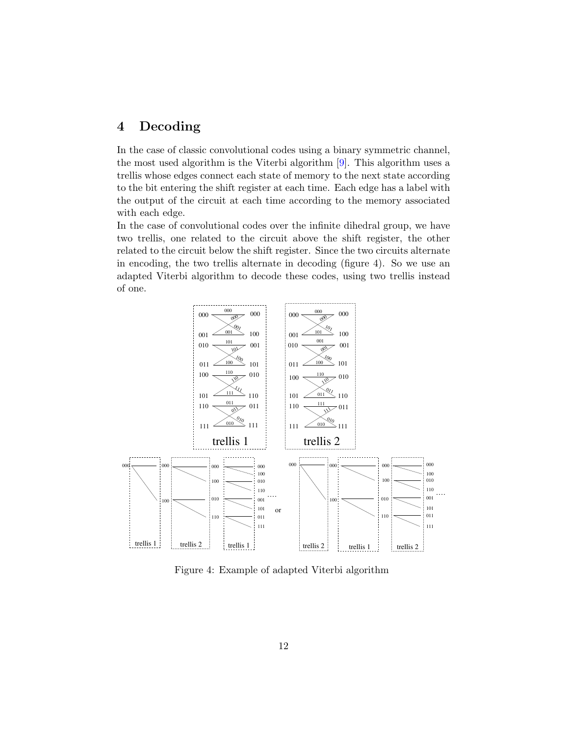## 4 Decoding

In the case of classic convolutional codes using a binary symmetric channel, the most used algorithm is the Viterbi algorithm [9]. This algorithm uses a trellis whose edges connect each state of memory to the next state according to the bit entering the shift register at each time. Each edge has a label with the output of the circuit at each time according to the memory associated with each edge.

In the case of convolutional codes over the infinite dihedral group, we have two trellis, one related to the circuit above the shift register, the other related to the circuit below the shift register. Since the two circuits alternate in encoding, the two trellis alternate in decoding (figure 4). So we use an adapted Viterbi algorithm to decode these codes, using two trellis instead of one.

Figure 4: Example of adapted Viterbi algorithm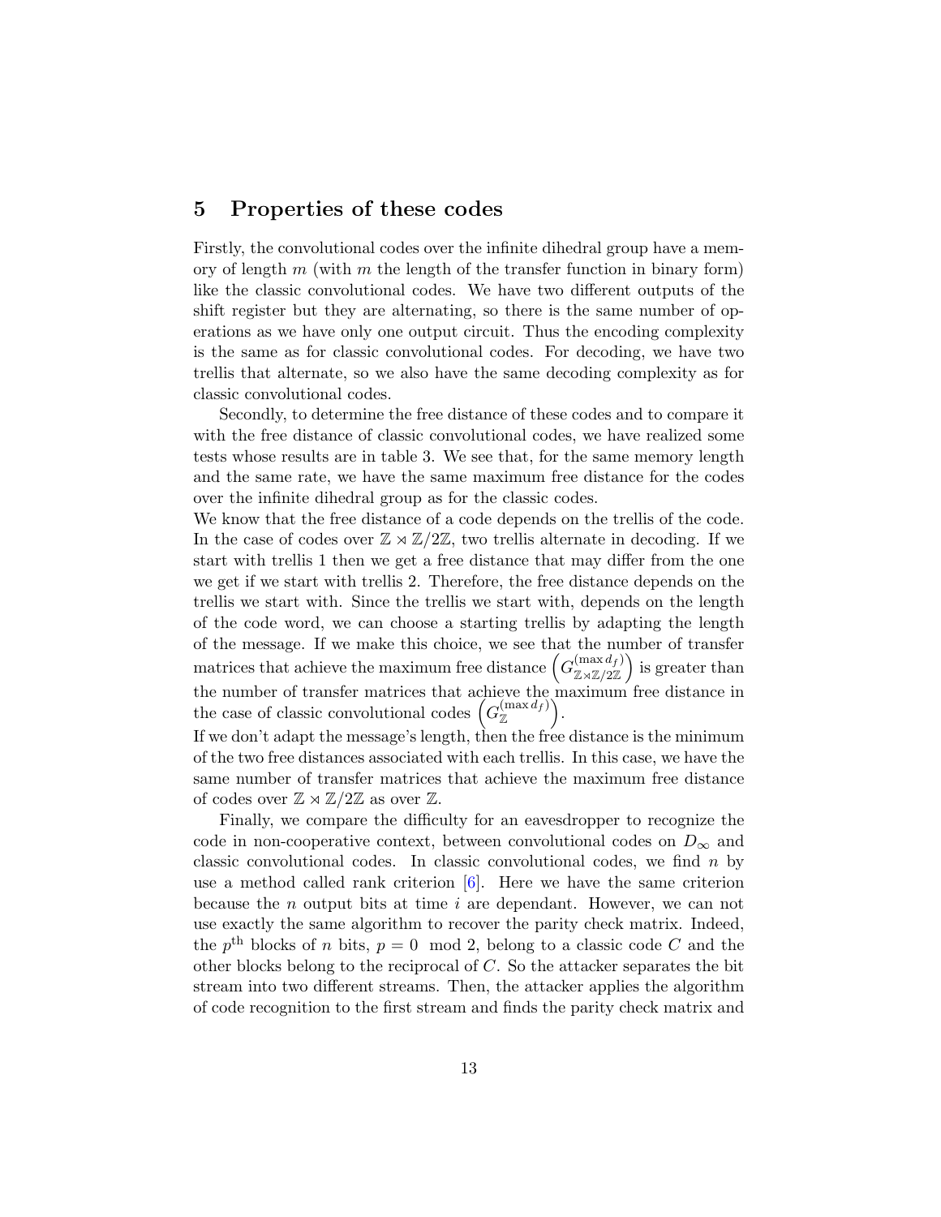## 5 Properties of these codes

Firstly, the convolutional codes over the infinite dihedral group have a memory of length $m$ (with $m$ the length of the transfer function in binary form) like the classic convolutional codes. We have two different outputs of the shift register but they are alternating, so there is the same number of operations as we have only one output circuit. Thus the encoding complexity is the same as for classic convolutional codes. For decoding, we have two trellis that alternate, so we also have the same decoding complexity as for classic convolutional codes.

Secondly, to determine the free distance of these codes and to compare it with the free distance of classic convolutional codes, we have realized some tests whose results are in table 3. We see that, for the same memory length and the same rate, we have the same maximum free distance for the codes over the infinite dihedral group as for the classic codes.
We know that the free distance of a code depends on the trellis of the code. In the case of codes over $\mathbb{Z} \rtimes \mathbb{Z}/2\mathbb{Z}$, two trellis alternate in decoding. If we start with trellis 1 then we get a free distance that may differ from the one we get if we start with trellis 2. Therefore, the free distance depends on the trellis we start with. Since the trellis we start with, depends on the length of the code word, we can choose a starting trellis by adapting the length of the message. If we make this choice, we see that the number of transfer matrices that achieve the maximum free distance $\left(G_{\mathbb{Z}\rtimes\mathbb{Z}/2\mathbb{Z}}^{(\max d_f)}\right)$ is greater than the number of transfer matrices that achieve the maximum free distance in the case of classic convolutional codes $\left(G_{\mathbb{Z}}^{(\max d_f)}\right)$.
If we don't adapt the message's length, then the free distance is the minimum of the two free distances associated with each trellis. In this case, we have the same number of transfer matrices that achieve the maximum free distance of codes over $\mathbb{Z} \rtimes \mathbb{Z}/2\mathbb{Z}$ as over $\mathbb{Z}$.

Finally, we compare the difficulty for an eavesdropper to recognize the code in non-cooperative context, between convolutional codes on $D_\infty$ and classic convolutional codes. In classic convolutional codes, we find $n$ by use a method called rank criterion [6]. Here we have the same criterion because the $n$ output bits at time $i$ are dependant. However, we can not use exactly the same algorithm to recover the parity check matrix. Indeed, the $p^{\text{th}}$ blocks of $n$ bits, $p = 0 \mod 2$, belong to a classic code $C$ and the other blocks belong to the reciprocal of $C$. So the attacker separates the bit stream into two different streams. Then, the attacker applies the algorithm of code recognition to the first stream and finds the parity check matrix and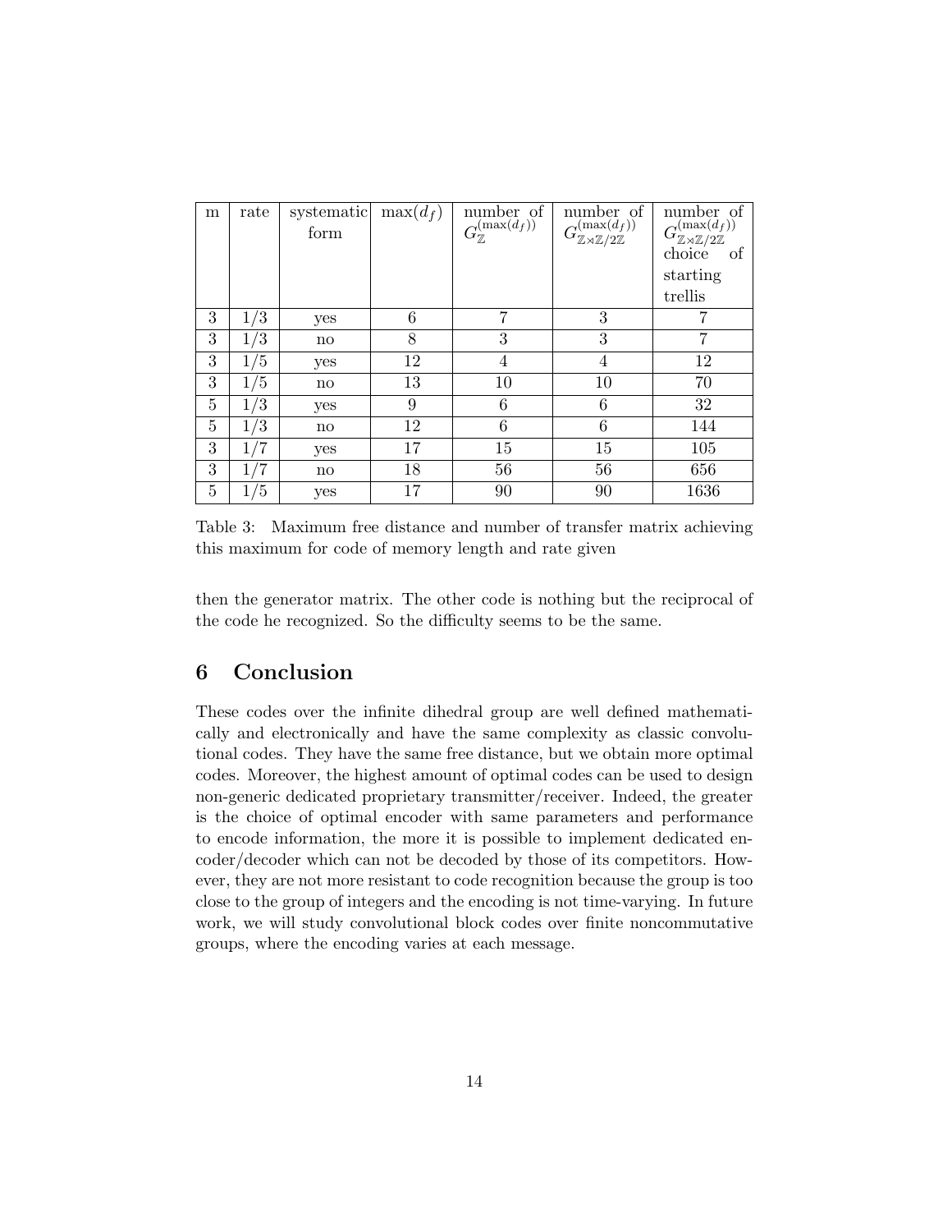| m | rate | systematic form | $\max(d_f)$ | number of $G_{\mathbb{Z}}^{(\max(d_f))}$ | number of $G_{\mathbb{Z}\rtimes\mathbb{Z}/2\mathbb{Z}}^{(\max(d_f))}$ | number of $G_{\mathbb{Z}\rtimes\mathbb{Z}/2\mathbb{Z}}^{(\max(d_f))}$ choice of starting trellis |
|---|---|---|---|---|---|---|
| 3 | 1/3 | yes | 6 | 7 | 3 | 7 |
| 3 | 1/3 | no | 8 | 3 | 3 | 7 |
| 3 | 1/5 | yes | 12 | 4 | 4 | 12 |
| 3 | 1/5 | no | 13 | 10 | 10 | 70 |
| 5 | 1/3 | yes | 9 | 6 | 6 | 32 |
| 5 | 1/3 | no | 12 | 6 | 6 | 144 |
| 3 | 1/7 | yes | 17 | 15 | 15 | 105 |
| 3 | 1/7 | no | 18 | 56 | 56 | 656 |
| 5 | 1/5 | yes | 17 | 90 | 90 | 1636 |

Table 3: Maximum free distance and number of transfer matrix achieving this maximum for code of memory length and rate given

then the generator matrix. The other code is nothing but the reciprocal of the code he recognized. So the difficulty seems to be the same.

## 6 Conclusion

These codes over the infinite dihedral group are well defined mathematically and electronically and have the same complexity as classic convolutional codes. They have the same free distance, but we obtain more optimal codes. Moreover, the highest amount of optimal codes can be used to design non-generic dedicated proprietary transmitter/receiver. Indeed, the greater is the choice of optimal encoder with same parameters and performance to encode information, the more it is possible to implement dedicated encoder/decoder which can not be decoded by those of its competitors. However, they are not more resistant to code recognition because the group is too close to the group of integers and the encoding is not time-varying. In future work, we will study convolutional block codes over finite noncommutative groups, where the encoding varies at each message.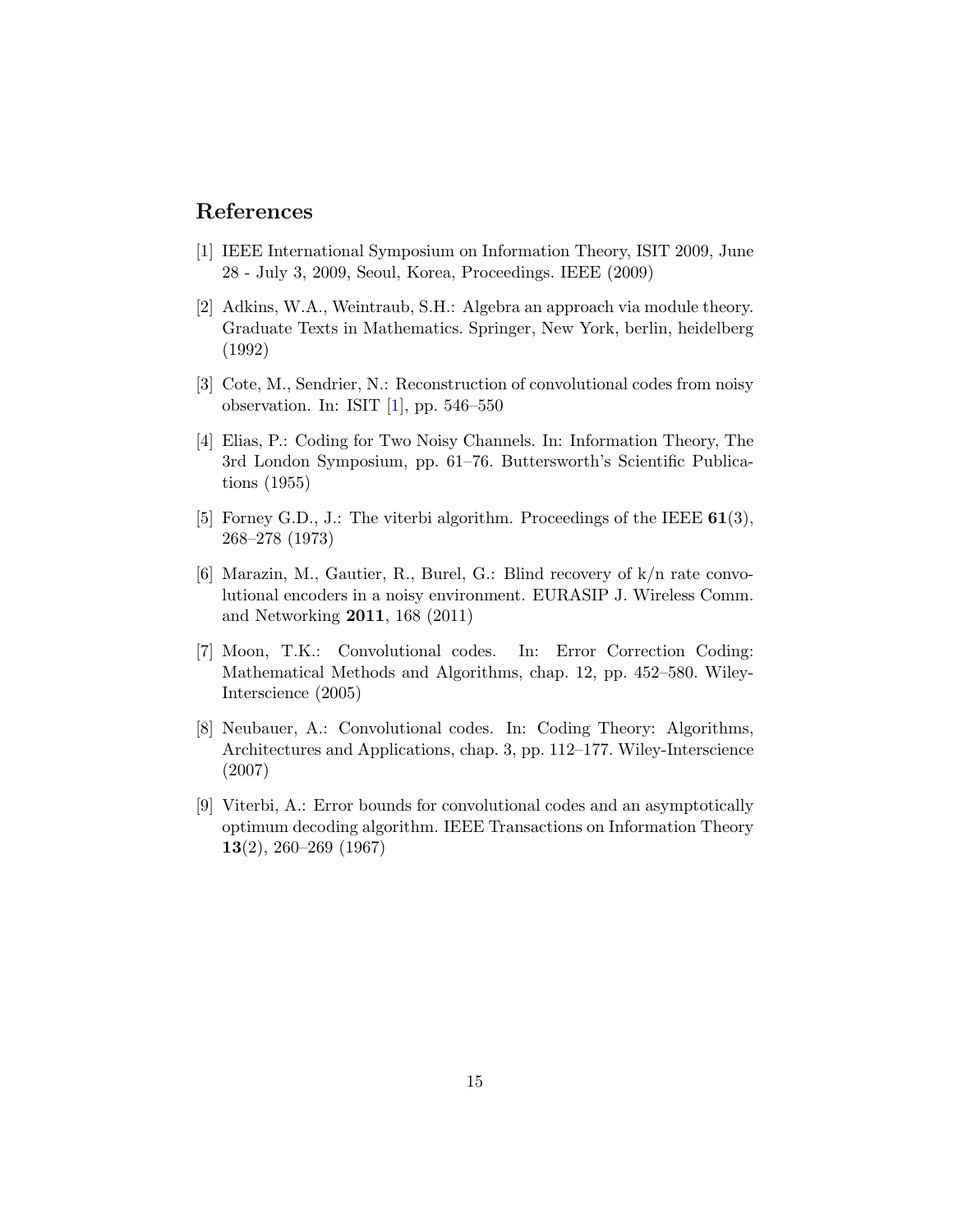## References

[1] IEEE International Symposium on Information Theory, ISIT 2009, June 28 - July 3, 2009, Seoul, Korea, Proceedings. IEEE (2009)

[2] Adkins, W.A., Weintraub, S.H.: Algebra an approach via module theory. Graduate Texts in Mathematics. Springer, New York, berlin, heidelberg (1992)

[3] Cote, M., Sendrier, N.: Reconstruction of convolutional codes from noisy observation. In: ISIT [1], pp. 546–550

[4] Elias, P.: Coding for Two Noisy Channels. In: Information Theory, The 3rd London Symposium, pp. 61–76. Buttersworth's Scientific Publications (1955)

[5] Forney G.D., J.: The viterbi algorithm. Proceedings of the IEEE **61**(3), 268–278 (1973)

[6] Marazin, M., Gautier, R., Burel, G.: Blind recovery of k/n rate convolutional encoders in a noisy environment. EURASIP J. Wireless Comm. and Networking **2011**, 168 (2011)

[7] Moon, T.K.: Convolutional codes. In: Error Correction Coding: Mathematical Methods and Algorithms, chap. 12, pp. 452–580. Wiley-Interscience (2005)

[8] Neubauer, A.: Convolutional codes. In: Coding Theory: Algorithms, Architectures and Applications, chap. 3, pp. 112–177. Wiley-Interscience (2007)

[9] Viterbi, A.: Error bounds for convolutional codes and an asymptotically optimum decoding algorithm. IEEE Transactions on Information Theory **13**(2), 260–269 (1967)